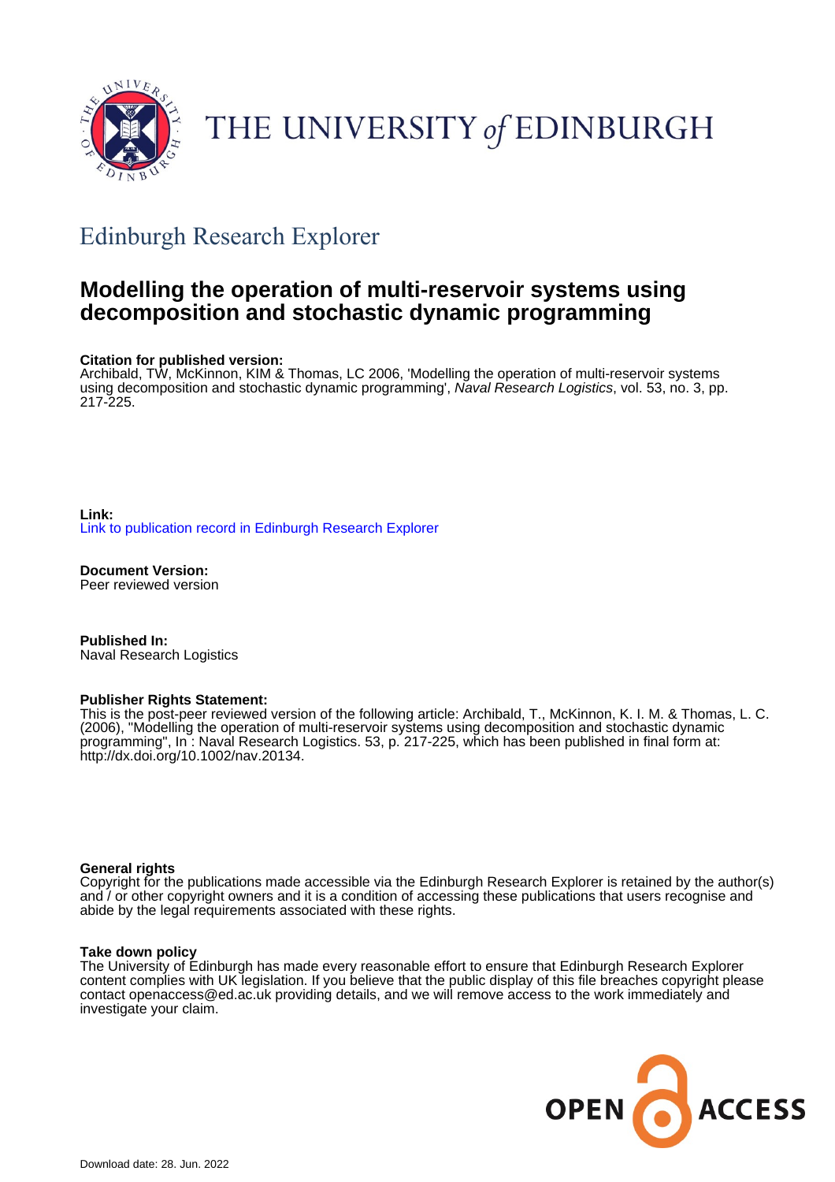THE UNIVERSITY of EDINBURGH

## Edinburgh Research Explorer

# Modelling the operation of multi-reservoir systems using decomposition and stochastic dynamic programming

**Citation for published version:**
Archibald, TW, McKinnon, KIM & Thomas, LC 2006, 'Modelling the operation of multi-reservoir systems using decomposition and stochastic dynamic programming', *Naval Research Logistics*, vol. 53, no. 3, pp. 217-225.

**Link:**
Link to publication record in Edinburgh Research Explorer

**Document Version:**
Peer reviewed version

**Published In:**
Naval Research Logistics

**Publisher Rights Statement:**
This is the post-peer reviewed version of the following article: Archibald, T., McKinnon, K. I. M. & Thomas, L. C. (2006), "Modelling the operation of multi-reservoir systems using decomposition and stochastic dynamic programming", In : Naval Research Logistics. 53, p. 217-225, which has been published in final form at: http://dx.doi.org/10.1002/nav.20134.

**General rights**
Copyright for the publications made accessible via the Edinburgh Research Explorer is retained by the author(s) and / or other copyright owners and it is a condition of accessing these publications that users recognise and abide by the legal requirements associated with these rights.

**Take down policy**
The University of Edinburgh has made every reasonable effort to ensure that Edinburgh Research Explorer content complies with UK legislation. If you believe that the public display of this file breaches copyright please contact openaccess@ed.ac.uk providing details, and we will remove access to the work immediately and investigate your claim.

OPEN ACCESS

Download date: 28. Jun. 2022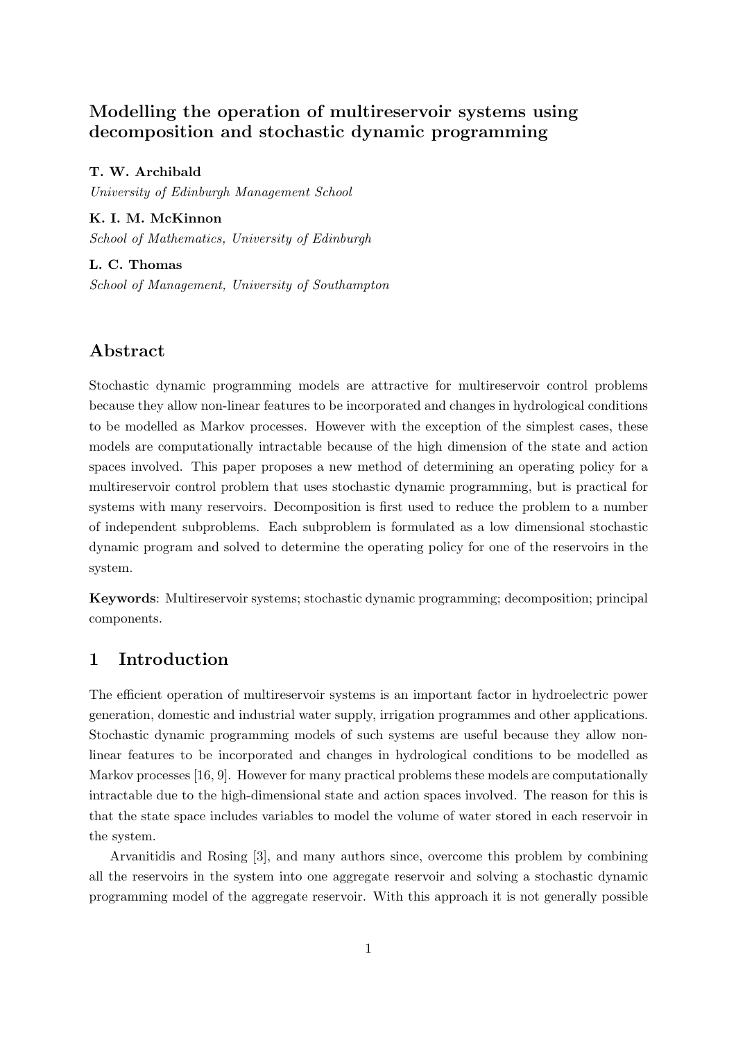# Modelling the operation of multireservoir systems using decomposition and stochastic dynamic programming

**T. W. Archibald**
*University of Edinburgh Management School*

**K. I. M. McKinnon**
*School of Mathematics, University of Edinburgh*

**L. C. Thomas**
*School of Management, University of Southampton*

## Abstract

Stochastic dynamic programming models are attractive for multireservoir control problems because they allow non-linear features to be incorporated and changes in hydrological conditions to be modelled as Markov processes. However with the exception of the simplest cases, these models are computationally intractable because of the high dimension of the state and action spaces involved. This paper proposes a new method of determining an operating policy for a multireservoir control problem that uses stochastic dynamic programming, but is practical for systems with many reservoirs. Decomposition is first used to reduce the problem to a number of independent subproblems. Each subproblem is formulated as a low dimensional stochastic dynamic program and solved to determine the operating policy for one of the reservoirs in the system.

**Keywords**: Multireservoir systems; stochastic dynamic programming; decomposition; principal components.

## 1 Introduction

The efficient operation of multireservoir systems is an important factor in hydroelectric power generation, domestic and industrial water supply, irrigation programmes and other applications. Stochastic dynamic programming models of such systems are useful because they allow non-linear features to be incorporated and changes in hydrological conditions to be modelled as Markov processes [16, 9]. However for many practical problems these models are computationally intractable due to the high-dimensional state and action spaces involved. The reason for this is that the state space includes variables to model the volume of water stored in each reservoir in the system.

Arvanitidis and Rosing [3], and many authors since, overcome this problem by combining all the reservoirs in the system into one aggregate reservoir and solving a stochastic dynamic programming model of the aggregate reservoir. With this approach it is not generally possible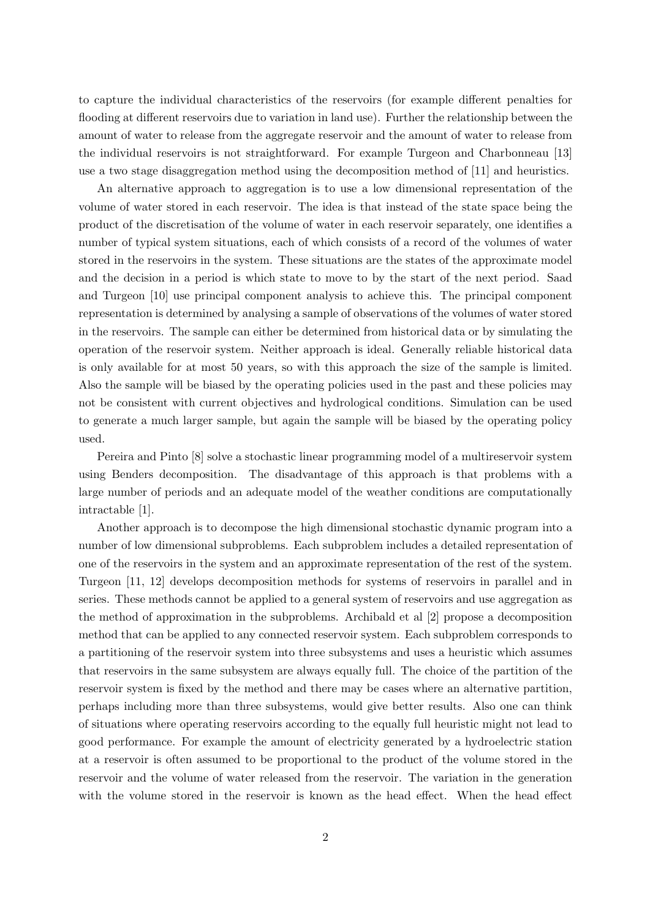to capture the individual characteristics of the reservoirs (for example different penalties for flooding at different reservoirs due to variation in land use). Further the relationship between the amount of water to release from the aggregate reservoir and the amount of water to release from the individual reservoirs is not straightforward. For example Turgeon and Charbonneau [13] use a two stage disaggregation method using the decomposition method of [11] and heuristics.

An alternative approach to aggregation is to use a low dimensional representation of the volume of water stored in each reservoir. The idea is that instead of the state space being the product of the discretisation of the volume of water in each reservoir separately, one identifies a number of typical system situations, each of which consists of a record of the volumes of water stored in the reservoirs in the system. These situations are the states of the approximate model and the decision in a period is which state to move to by the start of the next period. Saad and Turgeon [10] use principal component analysis to achieve this. The principal component representation is determined by analysing a sample of observations of the volumes of water stored in the reservoirs. The sample can either be determined from historical data or by simulating the operation of the reservoir system. Neither approach is ideal. Generally reliable historical data is only available for at most 50 years, so with this approach the size of the sample is limited. Also the sample will be biased by the operating policies used in the past and these policies may not be consistent with current objectives and hydrological conditions. Simulation can be used to generate a much larger sample, but again the sample will be biased by the operating policy used.

Pereira and Pinto [8] solve a stochastic linear programming model of a multireservoir system using Benders decomposition. The disadvantage of this approach is that problems with a large number of periods and an adequate model of the weather conditions are computationally intractable [1].

Another approach is to decompose the high dimensional stochastic dynamic program into a number of low dimensional subproblems. Each subproblem includes a detailed representation of one of the reservoirs in the system and an approximate representation of the rest of the system. Turgeon [11, 12] develops decomposition methods for systems of reservoirs in parallel and in series. These methods cannot be applied to a general system of reservoirs and use aggregation as the method of approximation in the subproblems. Archibald et al [2] propose a decomposition method that can be applied to any connected reservoir system. Each subproblem corresponds to a partitioning of the reservoir system into three subsystems and uses a heuristic which assumes that reservoirs in the same subsystem are always equally full. The choice of the partition of the reservoir system is fixed by the method and there may be cases where an alternative partition, perhaps including more than three subsystems, would give better results. Also one can think of situations where operating reservoirs according to the equally full heuristic might not lead to good performance. For example the amount of electricity generated by a hydroelectric station at a reservoir is often assumed to be proportional to the product of the volume stored in the reservoir and the volume of water released from the reservoir. The variation in the generation with the volume stored in the reservoir is known as the head effect. When the head effect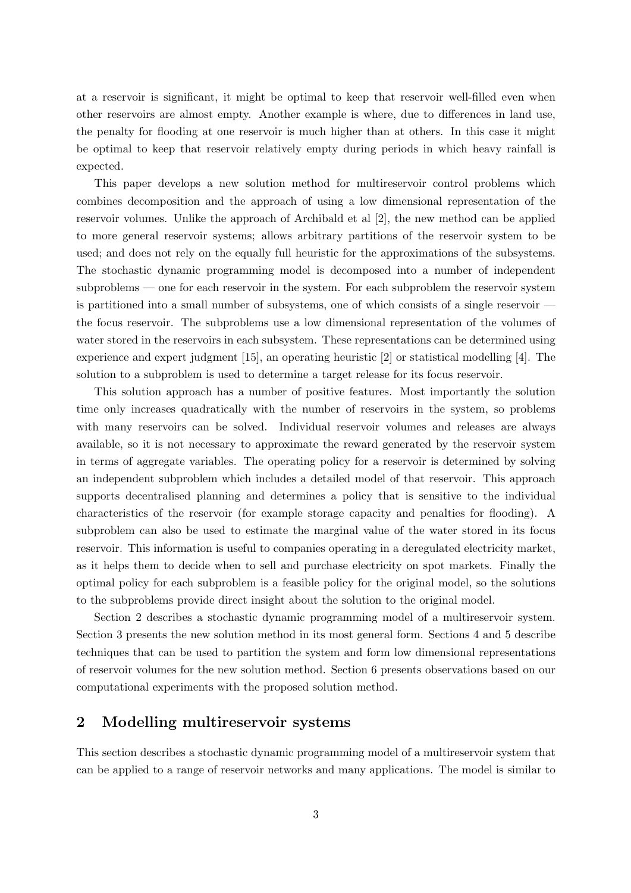at a reservoir is significant, it might be optimal to keep that reservoir well-filled even when other reservoirs are almost empty. Another example is where, due to differences in land use, the penalty for flooding at one reservoir is much higher than at others. In this case it might be optimal to keep that reservoir relatively empty during periods in which heavy rainfall is expected.

This paper develops a new solution method for multireservoir control problems which combines decomposition and the approach of using a low dimensional representation of the reservoir volumes. Unlike the approach of Archibald et al [2], the new method can be applied to more general reservoir systems; allows arbitrary partitions of the reservoir system to be used; and does not rely on the equally full heuristic for the approximations of the subsystems. The stochastic dynamic programming model is decomposed into a number of independent subproblems — one for each reservoir in the system. For each subproblem the reservoir system is partitioned into a small number of subsystems, one of which consists of a single reservoir — the focus reservoir. The subproblems use a low dimensional representation of the volumes of water stored in the reservoirs in each subsystem. These representations can be determined using experience and expert judgment [15], an operating heuristic [2] or statistical modelling [4]. The solution to a subproblem is used to determine a target release for its focus reservoir.

This solution approach has a number of positive features. Most importantly the solution time only increases quadratically with the number of reservoirs in the system, so problems with many reservoirs can be solved. Individual reservoir volumes and releases are always available, so it is not necessary to approximate the reward generated by the reservoir system in terms of aggregate variables. The operating policy for a reservoir is determined by solving an independent subproblem which includes a detailed model of that reservoir. This approach supports decentralised planning and determines a policy that is sensitive to the individual characteristics of the reservoir (for example storage capacity and penalties for flooding). A subproblem can also be used to estimate the marginal value of the water stored in its focus reservoir. This information is useful to companies operating in a deregulated electricity market, as it helps them to decide when to sell and purchase electricity on spot markets. Finally the optimal policy for each subproblem is a feasible policy for the original model, so the solutions to the subproblems provide direct insight about the solution to the original model.

Section 2 describes a stochastic dynamic programming model of a multireservoir system. Section 3 presents the new solution method in its most general form. Sections 4 and 5 describe techniques that can be used to partition the system and form low dimensional representations of reservoir volumes for the new solution method. Section 6 presents observations based on our computational experiments with the proposed solution method.

## 2 Modelling multireservoir systems

This section describes a stochastic dynamic programming model of a multireservoir system that can be applied to a range of reservoir networks and many applications. The model is similar to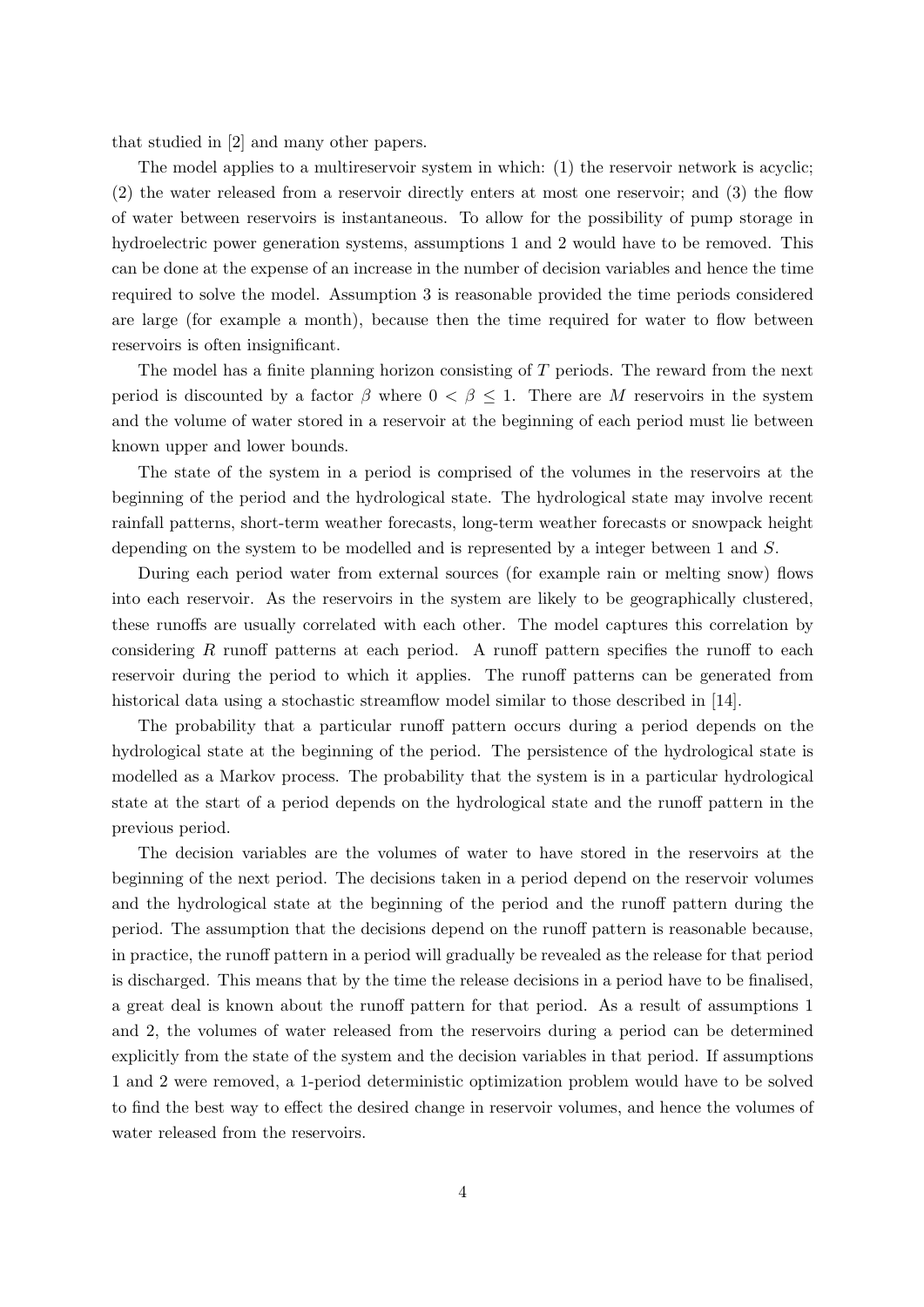that studied in [2] and many other papers.

The model applies to a multireservoir system in which: (1) the reservoir network is acyclic; (2) the water released from a reservoir directly enters at most one reservoir; and (3) the flow of water between reservoirs is instantaneous. To allow for the possibility of pump storage in hydroelectric power generation systems, assumptions 1 and 2 would have to be removed. This can be done at the expense of an increase in the number of decision variables and hence the time required to solve the model. Assumption 3 is reasonable provided the time periods considered are large (for example a month), because then the time required for water to flow between reservoirs is often insignificant.

The model has a finite planning horizon consisting of $T$ periods. The reward from the next period is discounted by a factor $\beta$ where $0 < \beta \leq 1$. There are $M$ reservoirs in the system and the volume of water stored in a reservoir at the beginning of each period must lie between known upper and lower bounds.

The state of the system in a period is comprised of the volumes in the reservoirs at the beginning of the period and the hydrological state. The hydrological state may involve recent rainfall patterns, short-term weather forecasts, long-term weather forecasts or snowpack height depending on the system to be modelled and is represented by a integer between 1 and $S$.

During each period water from external sources (for example rain or melting snow) flows into each reservoir. As the reservoirs in the system are likely to be geographically clustered, these runoffs are usually correlated with each other. The model captures this correlation by considering $R$ runoff patterns at each period. A runoff pattern specifies the runoff to each reservoir during the period to which it applies. The runoff patterns can be generated from historical data using a stochastic streamflow model similar to those described in [14].

The probability that a particular runoff pattern occurs during a period depends on the hydrological state at the beginning of the period. The persistence of the hydrological state is modelled as a Markov process. The probability that the system is in a particular hydrological state at the start of a period depends on the hydrological state and the runoff pattern in the previous period.

The decision variables are the volumes of water to have stored in the reservoirs at the beginning of the next period. The decisions taken in a period depend on the reservoir volumes and the hydrological state at the beginning of the period and the runoff pattern during the period. The assumption that the decisions depend on the runoff pattern is reasonable because, in practice, the runoff pattern in a period will gradually be revealed as the release for that period is discharged. This means that by the time the release decisions in a period have to be finalised, a great deal is known about the runoff pattern for that period. As a result of assumptions 1 and 2, the volumes of water released from the reservoirs during a period can be determined explicitly from the state of the system and the decision variables in that period. If assumptions 1 and 2 were removed, a 1-period deterministic optimization problem would have to be solved to find the best way to effect the desired change in reservoir volumes, and hence the volumes of water released from the reservoirs.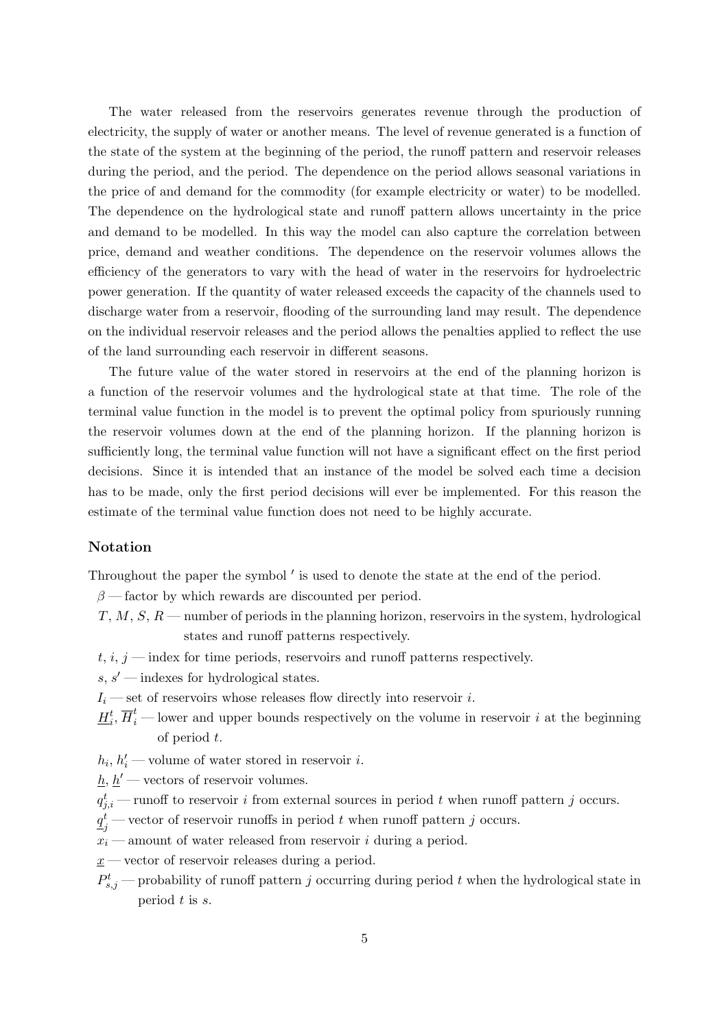The water released from the reservoirs generates revenue through the production of electricity, the supply of water or another means. The level of revenue generated is a function of the state of the system at the beginning of the period, the runoff pattern and reservoir releases during the period, and the period. The dependence on the period allows seasonal variations in the price of and demand for the commodity (for example electricity or water) to be modelled. The dependence on the hydrological state and runoff pattern allows uncertainty in the price and demand to be modelled. In this way the model can also capture the correlation between price, demand and weather conditions. The dependence on the reservoir volumes allows the efficiency of the generators to vary with the head of water in the reservoirs for hydroelectric power generation. If the quantity of water released exceeds the capacity of the channels used to discharge water from a reservoir, flooding of the surrounding land may result. The dependence on the individual reservoir releases and the period allows the penalties applied to reflect the use of the land surrounding each reservoir in different seasons.

The future value of the water stored in reservoirs at the end of the planning horizon is a function of the reservoir volumes and the hydrological state at that time. The role of the terminal value function in the model is to prevent the optimal policy from spuriously running the reservoir volumes down at the end of the planning horizon. If the planning horizon is sufficiently long, the terminal value function will not have a significant effect on the first period decisions. Since it is intended that an instance of the model be solved each time a decision has to be made, only the first period decisions will ever be implemented. For this reason the estimate of the terminal value function does not need to be highly accurate.

### Notation

Throughout the paper the symbol $'$ is used to denote the state at the end of the period.

$\beta$ — factor by which rewards are discounted per period.

$T$, $M$, $S$, $R$ — number of periods in the planning horizon, reservoirs in the system, hydrological states and runoff patterns respectively.

$t$, $i$, $j$ — index for time periods, reservoirs and runoff patterns respectively.

$s$, $s'$ — indexes for hydrological states.

$I_i$ — set of reservoirs whose releases flow directly into reservoir $i$.

$\underline{H}_i^t$, $\overline{H}_i^t$ — lower and upper bounds respectively on the volume in reservoir $i$ at the beginning of period $t$.

$h_i$, $h_i'$ — volume of water stored in reservoir $i$.

$\underline{h}$, $\underline{h}'$ — vectors of reservoir volumes.

$q_{j,i}^t$ — runoff to reservoir $i$ from external sources in period $t$ when runoff pattern $j$ occurs.

$\underline{q}_j^t$ — vector of reservoir runoffs in period $t$ when runoff pattern $j$ occurs.

$x_i$ — amount of water released from reservoir $i$ during a period.

$\underline{x}$ — vector of reservoir releases during a period.

$P_{s,j}^t$ — probability of runoff pattern $j$ occurring during period $t$ when the hydrological state in period $t$ is $s$.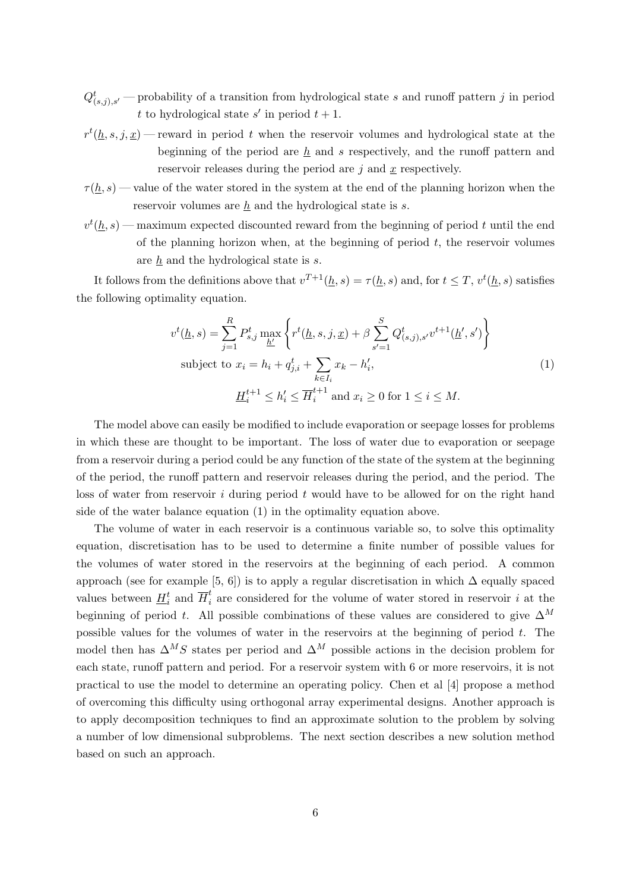$Q^t_{(s,j),s'}$ — probability of a transition from hydrological state $s$ and runoff pattern $j$ in period $t$ to hydrological state $s'$ in period $t+1$.

$r^t(\underline{h}, s, j, \underline{x})$ — reward in period $t$ when the reservoir volumes and hydrological state at the beginning of the period are $\underline{h}$ and $s$ respectively, and the runoff pattern and reservoir releases during the period are $j$ and $\underline{x}$ respectively.

$\tau(\underline{h}, s)$ — value of the water stored in the system at the end of the planning horizon when the reservoir volumes are $\underline{h}$ and the hydrological state is $s$.

$v^t(\underline{h}, s)$ — maximum expected discounted reward from the beginning of period $t$ until the end of the planning horizon when, at the beginning of period $t$, the reservoir volumes are $\underline{h}$ and the hydrological state is $s$.

It follows from the definitions above that $v^{T+1}(\underline{h}, s) = \tau(\underline{h}, s)$ and, for $t \leq T$, $v^t(\underline{h}, s)$ satisfies the following optimality equation.

$$
\begin{aligned}
v^t(\underline{h}, s) = \sum_{j=1}^{R} P^t_{s,j} \max_{\underline{h'}} &\left\{ r^t(\underline{h}, s, j, \underline{x}) + \beta \sum_{s'=1}^{S} Q^t_{(s,j),s'} v^{t+1}(\underline{h}', s') \right\} \\
\text{subject to } x_i = h_i &+ q^t_{j,i} + \sum_{k \in I_i} x_k - h'_i, \qquad (1) \\
\underline{H}^{t+1}_i \leq h'_i &\leq \overline{H}^{t+1}_i \text{ and } x_i \geq 0 \text{ for } 1 \leq i \leq M.
\end{aligned}
$$

The model above can easily be modified to include evaporation or seepage losses for problems in which these are thought to be important. The loss of water due to evaporation or seepage from a reservoir during a period could be any function of the state of the system at the beginning of the period, the runoff pattern and reservoir releases during the period, and the period. The loss of water from reservoir $i$ during period $t$ would have to be allowed for on the right hand side of the water balance equation (1) in the optimality equation above.

The volume of water in each reservoir is a continuous variable so, to solve this optimality equation, discretisation has to be used to determine a finite number of possible values for the volumes of water stored in the reservoirs at the beginning of each period. A common approach (see for example [5, 6]) is to apply a regular discretisation in which $\Delta$ equally spaced values between $\underline{H}^t_i$ and $\overline{H}^t_i$ are considered for the volume of water stored in reservoir $i$ at the beginning of period $t$. All possible combinations of these values are considered to give $\Delta^M$ possible values for the volumes of water in the reservoirs at the beginning of period $t$. The model then has $\Delta^M S$ states per period and $\Delta^M$ possible actions in the decision problem for each state, runoff pattern and period. For a reservoir system with 6 or more reservoirs, it is not practical to use the model to determine an operating policy. Chen et al [4] propose a method of overcoming this difficulty using orthogonal array experimental designs. Another approach is to apply decomposition techniques to find an approximate solution to the problem by solving a number of low dimensional subproblems. The next section describes a new solution method based on such an approach.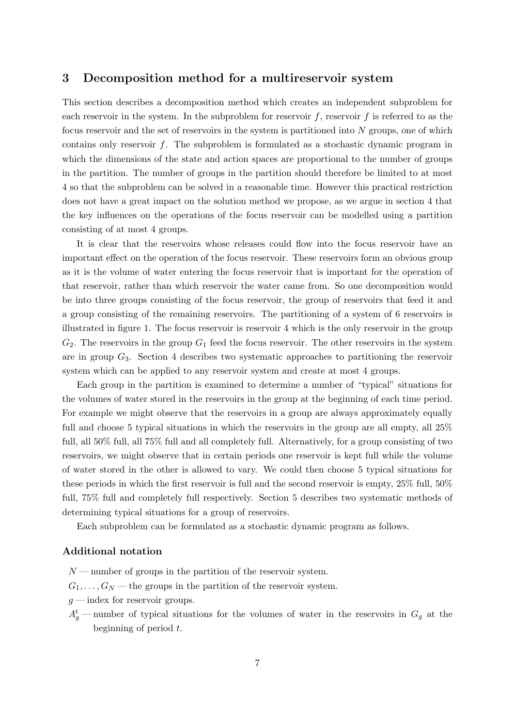## 3 Decomposition method for a multireservoir system

This section describes a decomposition method which creates an independent subproblem for each reservoir in the system. In the subproblem for reservoir $f$, reservoir $f$ is referred to as the focus reservoir and the set of reservoirs in the system is partitioned into $N$ groups, one of which contains only reservoir $f$. The subproblem is formulated as a stochastic dynamic program in which the dimensions of the state and action spaces are proportional to the number of groups in the partition. The number of groups in the partition should therefore be limited to at most 4 so that the subproblem can be solved in a reasonable time. However this practical restriction does not have a great impact on the solution method we propose, as we argue in section 4 that the key influences on the operations of the focus reservoir can be modelled using a partition consisting of at most 4 groups.

It is clear that the reservoirs whose releases could flow into the focus reservoir have an important effect on the operation of the focus reservoir. These reservoirs form an obvious group as it is the volume of water entering the focus reservoir that is important for the operation of that reservoir, rather than which reservoir the water came from. So one decomposition would be into three groups consisting of the focus reservoir, the group of reservoirs that feed it and a group consisting of the remaining reservoirs. The partitioning of a system of 6 reservoirs is illustrated in figure 1. The focus reservoir is reservoir 4 which is the only reservoir in the group $G_2$. The reservoirs in the group $G_1$ feed the focus reservoir. The other reservoirs in the system are in group $G_3$. Section 4 describes two systematic approaches to partitioning the reservoir system which can be applied to any reservoir system and create at most 4 groups.

Each group in the partition is examined to determine a number of "typical" situations for the volumes of water stored in the reservoirs in the group at the beginning of each time period. For example we might observe that the reservoirs in a group are always approximately equally full and choose 5 typical situations in which the reservoirs in the group are all empty, all 25% full, all 50% full, all 75% full and all completely full. Alternatively, for a group consisting of two reservoirs, we might observe that in certain periods one reservoir is kept full while the volume of water stored in the other is allowed to vary. We could then choose 5 typical situations for these periods in which the first reservoir is full and the second reservoir is empty, 25% full, 50% full, 75% full and completely full respectively. Section 5 describes two systematic methods of determining typical situations for a group of reservoirs.

Each subproblem can be formulated as a stochastic dynamic program as follows.

### Additional notation

$N$ — number of groups in the partition of the reservoir system.

$G_1, \ldots, G_N$ — the groups in the partition of the reservoir system.

$g$ — index for reservoir groups.

$A_g^t$ — number of typical situations for the volumes of water in the reservoirs in $G_g$ at the beginning of period $t$.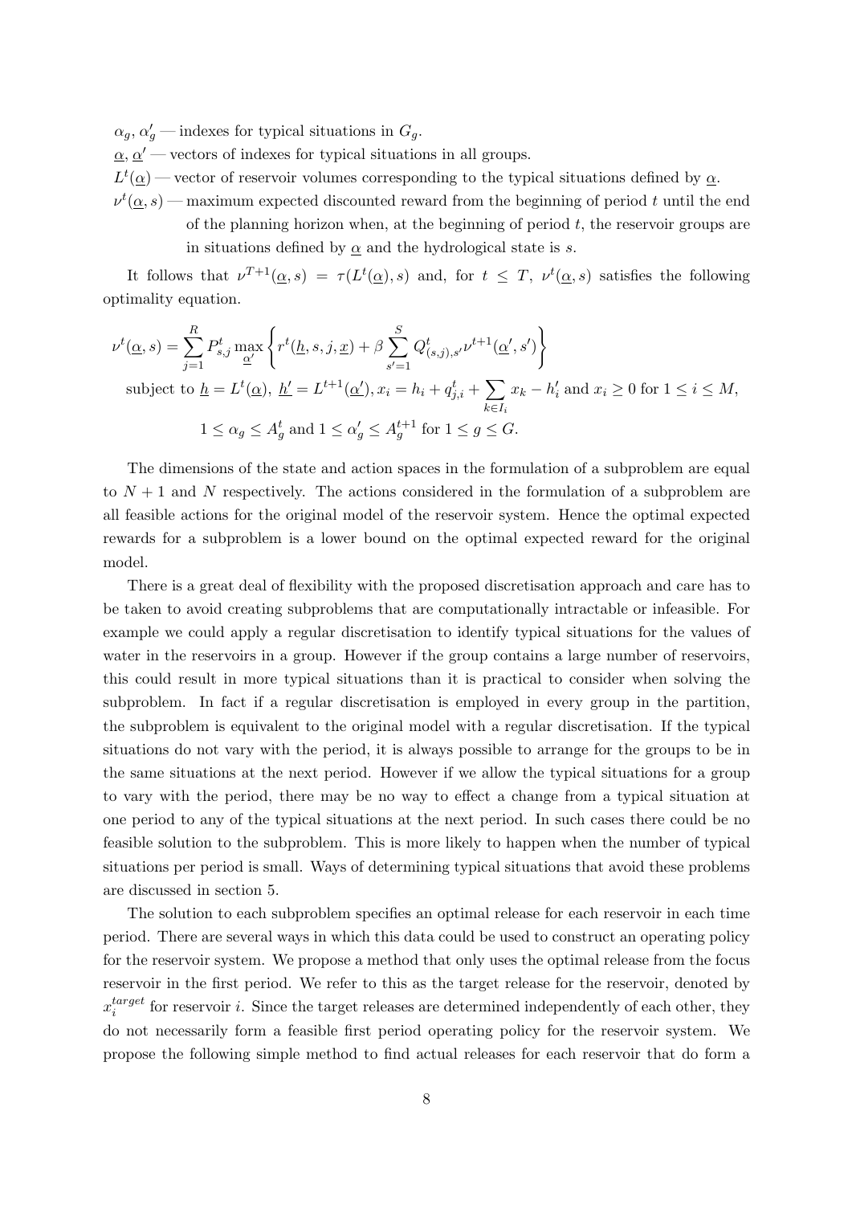$\alpha_g$, $\alpha'_g$ — indexes for typical situations in $G_g$.

$\underline{\alpha}$, $\underline{\alpha}'$ — vectors of indexes for typical situations in all groups.

$L^t(\underline{\alpha})$ — vector of reservoir volumes corresponding to the typical situations defined by $\underline{\alpha}$.

$\nu^t(\underline{\alpha}, s)$ — maximum expected discounted reward from the beginning of period $t$ until the end of the planning horizon when, at the beginning of period $t$, the reservoir groups are in situations defined by $\underline{\alpha}$ and the hydrological state is $s$.

It follows that $\nu^{T+1}(\underline{\alpha}, s) = \tau(L^t(\underline{\alpha}), s)$ and, for $t \leq T$, $\nu^t(\underline{\alpha}, s)$ satisfies the following optimality equation.

$$\nu^t(\underline{\alpha}, s) = \sum_{j=1}^{R} P^t_{s,j} \max_{\underline{\alpha}'} \left\{ r^t(\underline{h}, s, j, \underline{x}) + \beta \sum_{s'=1}^{S} Q^t_{(s,j),s'} \nu^{t+1}(\underline{\alpha}', s') \right\}$$

$$\text{subject to } \underline{h} = L^t(\underline{\alpha}),\ \underline{h}' = L^{t+1}(\underline{\alpha}'), x_i = h_i + q^t_{j,i} + \sum_{k \in I_i} x_k - h'_i \text{ and } x_i \geq 0 \text{ for } 1 \leq i \leq M,$$

$$1 \leq \alpha_g \leq A^t_g \text{ and } 1 \leq \alpha'_g \leq A^{t+1}_g \text{ for } 1 \leq g \leq G.$$

The dimensions of the state and action spaces in the formulation of a subproblem are equal to $N + 1$ and $N$ respectively. The actions considered in the formulation of a subproblem are all feasible actions for the original model of the reservoir system. Hence the optimal expected rewards for a subproblem is a lower bound on the optimal expected reward for the original model.

There is a great deal of flexibility with the proposed discretisation approach and care has to be taken to avoid creating subproblems that are computationally intractable or infeasible. For example we could apply a regular discretisation to identify typical situations for the values of water in the reservoirs in a group. However if the group contains a large number of reservoirs, this could result in more typical situations than it is practical to consider when solving the subproblem. In fact if a regular discretisation is employed in every group in the partition, the subproblem is equivalent to the original model with a regular discretisation. If the typical situations do not vary with the period, it is always possible to arrange for the groups to be in the same situations at the next period. However if we allow the typical situations for a group to vary with the period, there may be no way to effect a change from a typical situation at one period to any of the typical situations at the next period. In such cases there could be no feasible solution to the subproblem. This is more likely to happen when the number of typical situations per period is small. Ways of determining typical situations that avoid these problems are discussed in section 5.

The solution to each subproblem specifies an optimal release for each reservoir in each time period. There are several ways in which this data could be used to construct an operating policy for the reservoir system. We propose a method that only uses the optimal release from the focus reservoir in the first period. We refer to this as the target release for the reservoir, denoted by $x_i^{target}$ for reservoir $i$. Since the target releases are determined independently of each other, they do not necessarily form a feasible first period operating policy for the reservoir system. We propose the following simple method to find actual releases for each reservoir that do form a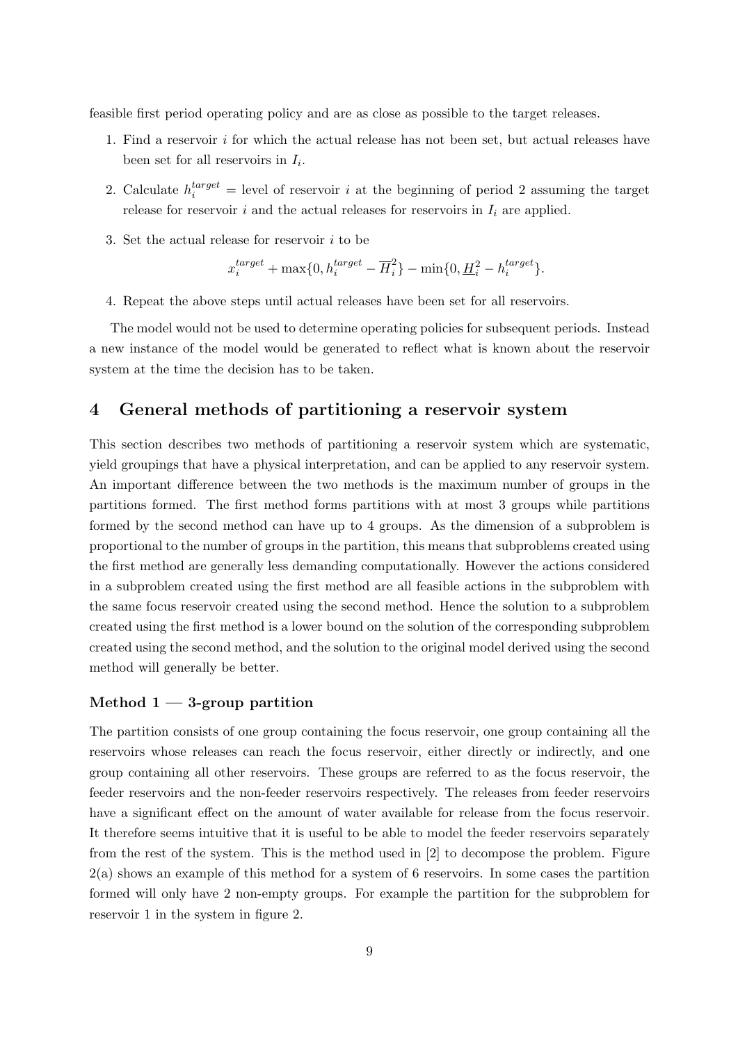feasible first period operating policy and are as close as possible to the target releases.

1. Find a reservoir $i$ for which the actual release has not been set, but actual releases have been set for all reservoirs in $I_i$.
2. Calculate $h_i^{target}$ = level of reservoir $i$ at the beginning of period 2 assuming the target release for reservoir $i$ and the actual releases for reservoirs in $I_i$ are applied.
3. Set the actual release for reservoir $i$ to be

$$x_i^{target} + \max\{0, h_i^{target} - \overline{H}_i^2\} - \min\{0, \underline{H}_i^2 - h_i^{target}\}.$$

4. Repeat the above steps until actual releases have been set for all reservoirs.

The model would not be used to determine operating policies for subsequent periods. Instead a new instance of the model would be generated to reflect what is known about the reservoir system at the time the decision has to be taken.

## 4 General methods of partitioning a reservoir system

This section describes two methods of partitioning a reservoir system which are systematic, yield groupings that have a physical interpretation, and can be applied to any reservoir system. An important difference between the two methods is the maximum number of groups in the partitions formed. The first method forms partitions with at most 3 groups while partitions formed by the second method can have up to 4 groups. As the dimension of a subproblem is proportional to the number of groups in the partition, this means that subproblems created using the first method are generally less demanding computationally. However the actions considered in a subproblem created using the first method are all feasible actions in the subproblem with the same focus reservoir created using the second method. Hence the solution to a subproblem created using the first method is a lower bound on the solution of the corresponding subproblem created using the second method, and the solution to the original model derived using the second method will generally be better.

### Method 1 — 3-group partition

The partition consists of one group containing the focus reservoir, one group containing all the reservoirs whose releases can reach the focus reservoir, either directly or indirectly, and one group containing all other reservoirs. These groups are referred to as the focus reservoir, the feeder reservoirs and the non-feeder reservoirs respectively. The releases from feeder reservoirs have a significant effect on the amount of water available for release from the focus reservoir. It therefore seems intuitive that it is useful to be able to model the feeder reservoirs separately from the rest of the system. This is the method used in [2] to decompose the problem. Figure 2(a) shows an example of this method for a system of 6 reservoirs. In some cases the partition formed will only have 2 non-empty groups. For example the partition for the subproblem for reservoir 1 in the system in figure 2.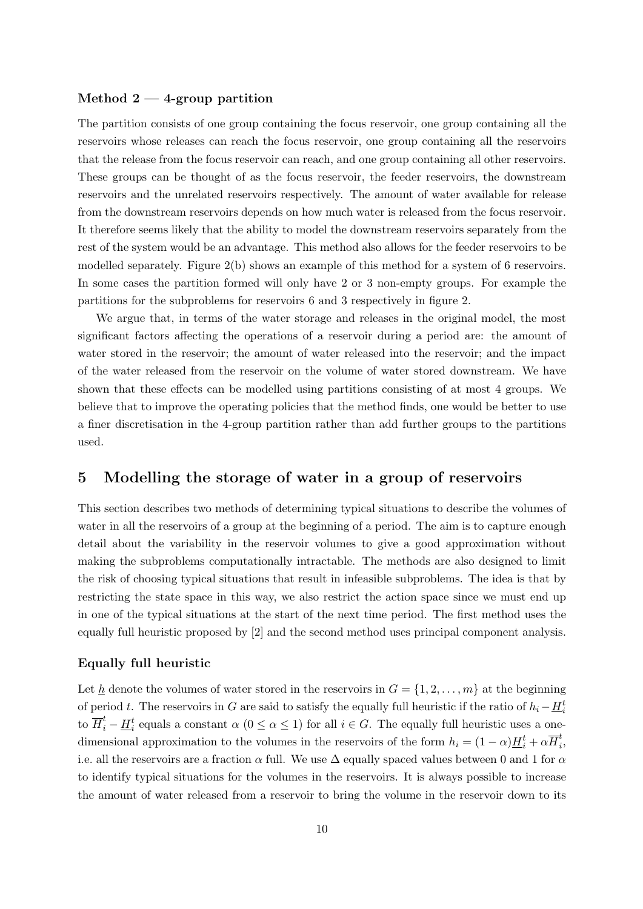### Method 2 — 4-group partition

The partition consists of one group containing the focus reservoir, one group containing all the reservoirs whose releases can reach the focus reservoir, one group containing all the reservoirs that the release from the focus reservoir can reach, and one group containing all other reservoirs. These groups can be thought of as the focus reservoir, the feeder reservoirs, the downstream reservoirs and the unrelated reservoirs respectively. The amount of water available for release from the downstream reservoirs depends on how much water is released from the focus reservoir. It therefore seems likely that the ability to model the downstream reservoirs separately from the rest of the system would be an advantage. This method also allows for the feeder reservoirs to be modelled separately. Figure 2(b) shows an example of this method for a system of 6 reservoirs. In some cases the partition formed will only have 2 or 3 non-empty groups. For example the partitions for the subproblems for reservoirs 6 and 3 respectively in figure 2.

We argue that, in terms of the water storage and releases in the original model, the most significant factors affecting the operations of a reservoir during a period are: the amount of water stored in the reservoir; the amount of water released into the reservoir; and the impact of the water released from the reservoir on the volume of water stored downstream. We have shown that these effects can be modelled using partitions consisting of at most 4 groups. We believe that to improve the operating policies that the method finds, one would be better to use a finer discretisation in the 4-group partition rather than add further groups to the partitions used.

## 5 Modelling the storage of water in a group of reservoirs

This section describes two methods of determining typical situations to describe the volumes of water in all the reservoirs of a group at the beginning of a period. The aim is to capture enough detail about the variability in the reservoir volumes to give a good approximation without making the subproblems computationally intractable. The methods are also designed to limit the risk of choosing typical situations that result in infeasible subproblems. The idea is that by restricting the state space in this way, we also restrict the action space since we must end up in one of the typical situations at the start of the next time period. The first method uses the equally full heuristic proposed by [2] and the second method uses principal component analysis.

### Equally full heuristic

Let $\underline{h}$ denote the volumes of water stored in the reservoirs in $G = \{1, 2, \ldots, m\}$ at the beginning of period $t$. The reservoirs in $G$ are said to satisfy the equally full heuristic if the ratio of $h_i - \underline{H}_i^t$ to $\overline{H}_i^t - \underline{H}_i^t$ equals a constant $\alpha$ ($0 \leq \alpha \leq 1$) for all $i \in G$. The equally full heuristic uses a one-dimensional approximation to the volumes in the reservoirs of the form $h_i = (1 - \alpha)\underline{H}_i^t + \alpha\overline{H}_i^t$, i.e. all the reservoirs are a fraction $\alpha$ full. We use $\Delta$ equally spaced values between 0 and 1 for $\alpha$ to identify typical situations for the volumes in the reservoirs. It is always possible to increase the amount of water released from a reservoir to bring the volume in the reservoir down to its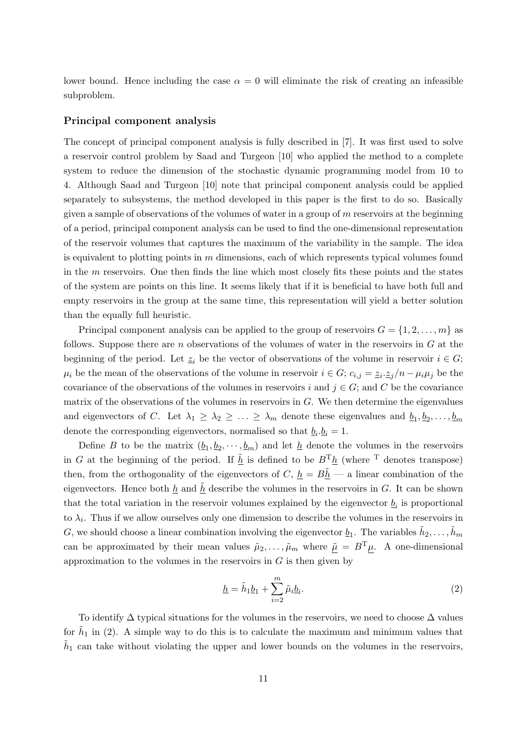lower bound. Hence including the case $\alpha = 0$ will eliminate the risk of creating an infeasible subproblem.

### Principal component analysis

The concept of principal component analysis is fully described in [7]. It was first used to solve a reservoir control problem by Saad and Turgeon [10] who applied the method to a complete system to reduce the dimension of the stochastic dynamic programming model from 10 to 4. Although Saad and Turgeon [10] note that principal component analysis could be applied separately to subsystems, the method developed in this paper is the first to do so. Basically given a sample of observations of the volumes of water in a group of $m$ reservoirs at the beginning of a period, principal component analysis can be used to find the one-dimensional representation of the reservoir volumes that captures the maximum of the variability in the sample. The idea is equivalent to plotting points in $m$ dimensions, each of which represents typical volumes found in the $m$ reservoirs. One then finds the line which most closely fits these points and the states of the system are points on this line. It seems likely that if it is beneficial to have both full and empty reservoirs in the group at the same time, this representation will yield a better solution than the equally full heuristic.

Principal component analysis can be applied to the group of reservoirs $G = \{1, 2, \ldots, m\}$ as follows. Suppose there are $n$ observations of the volumes of water in the reservoirs in $G$ at the beginning of the period. Let $\underline{z}_i$ be the vector of observations of the volume in reservoir $i \in G$; $\mu_i$ be the mean of the observations of the volume in reservoir $i \in G$; $c_{i,j} = \underline{z}_i.\underline{z}_j/n - \mu_i\mu_j$ be the covariance of the observations of the volumes in reservoirs $i$ and $j \in G$; and $C$ be the covariance matrix of the observations of the volumes in reservoirs in $G$. We then determine the eigenvalues and eigenvectors of $C$. Let $\lambda_1 \geq \lambda_2 \geq \ldots \geq \lambda_m$ denote these eigenvalues and $\underline{b}_1, \underline{b}_2, \ldots, \underline{b}_m$ denote the corresponding eigenvectors, normalised so that $\underline{b}_i.\underline{b}_i = 1$.

Define $B$ to be the matrix $(\underline{b}_1, \underline{b}_2, \cdots, \underline{b}_m)$ and let $\underline{h}$ denote the volumes in the reservoirs in $G$ at the beginning of the period. If $\underline{\tilde{h}}$ is defined to be $B^{\mathrm{T}}\underline{h}$ (where $^{\mathrm{T}}$ denotes transpose) then, from the orthogonality of the eigenvectors of $C$, $\underline{h} = B\underline{\tilde{h}}$ — a linear combination of the eigenvectors. Hence both $\underline{h}$ and $\underline{\tilde{h}}$ describe the volumes in the reservoirs in $G$. It can be shown that the total variation in the reservoir volumes explained by the eigenvector $\underline{b}_i$ is proportional to $\lambda_i$. Thus if we allow ourselves only one dimension to describe the volumes in the reservoirs in $G$, we should choose a linear combination involving the eigenvector $\underline{b}_1$. The variables $\tilde{h}_2, \ldots, \tilde{h}_m$ can be approximated by their mean values $\tilde{\mu}_2, \ldots, \tilde{\mu}_m$ where $\underline{\tilde{\mu}} = B^{\mathrm{T}}\underline{\mu}$. A one-dimensional approximation to the volumes in the reservoirs in $G$ is then given by

$$\underline{h} = \tilde{h}_1\underline{b}_1 + \sum_{i=2}^{m} \tilde{\mu}_i\underline{b}_i. \tag{2}$$

To identify $\Delta$ typical situations for the volumes in the reservoirs, we need to choose $\Delta$ values for $\tilde{h}_1$ in (2). A simple way to do this is to calculate the maximum and minimum values that $\tilde{h}_1$ can take without violating the upper and lower bounds on the volumes in the reservoirs,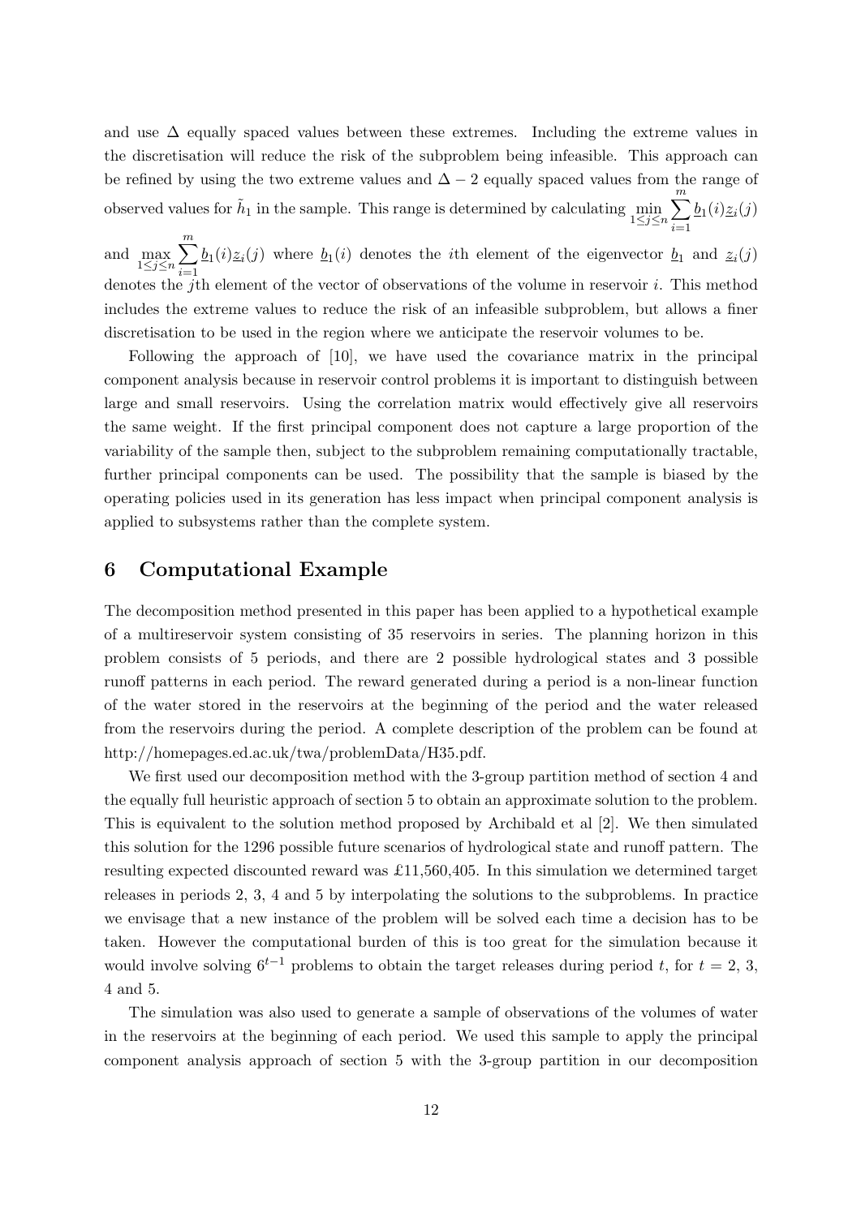and use $\Delta$ equally spaced values between these extremes. Including the extreme values in the discretisation will reduce the risk of the subproblem being infeasible. This approach can be refined by using the two extreme values and $\Delta - 2$ equally spaced values from the range of observed values for $\tilde{h}_1$ in the sample. This range is determined by calculating $\min_{1 \leq j \leq n} \sum_{i=1}^{m} \underline{b}_1(i)\underline{z}_i(j)$ and $\max_{1 \leq j \leq n} \sum_{i=1}^{m} \underline{b}_1(i)\underline{z}_i(j)$ where $\underline{b}_1(i)$ denotes the $i$th element of the eigenvector $\underline{b}_1$ and $\underline{z}_i(j)$ denotes the $j$th element of the vector of observations of the volume in reservoir $i$. This method includes the extreme values to reduce the risk of an infeasible subproblem, but allows a finer discretisation to be used in the region where we anticipate the reservoir volumes to be.

Following the approach of [10], we have used the covariance matrix in the principal component analysis because in reservoir control problems it is important to distinguish between large and small reservoirs. Using the correlation matrix would effectively give all reservoirs the same weight. If the first principal component does not capture a large proportion of the variability of the sample then, subject to the subproblem remaining computationally tractable, further principal components can be used. The possibility that the sample is biased by the operating policies used in its generation has less impact when principal component analysis is applied to subsystems rather than the complete system.

## 6 Computational Example

The decomposition method presented in this paper has been applied to a hypothetical example of a multireservoir system consisting of 35 reservoirs in series. The planning horizon in this problem consists of 5 periods, and there are 2 possible hydrological states and 3 possible runoff patterns in each period. The reward generated during a period is a non-linear function of the water stored in the reservoirs at the beginning of the period and the water released from the reservoirs during the period. A complete description of the problem can be found at http://homepages.ed.ac.uk/twa/problemData/H35.pdf.

We first used our decomposition method with the 3-group partition method of section 4 and the equally full heuristic approach of section 5 to obtain an approximate solution to the problem. This is equivalent to the solution method proposed by Archibald et al [2]. We then simulated this solution for the 1296 possible future scenarios of hydrological state and runoff pattern. The resulting expected discounted reward was £11,560,405. In this simulation we determined target releases in periods 2, 3, 4 and 5 by interpolating the solutions to the subproblems. In practice we envisage that a new instance of the problem will be solved each time a decision has to be taken. However the computational burden of this is too great for the simulation because it would involve solving $6^{t-1}$ problems to obtain the target releases during period $t$, for $t$ = 2, 3, 4 and 5.

The simulation was also used to generate a sample of observations of the volumes of water in the reservoirs at the beginning of each period. We used this sample to apply the principal component analysis approach of section 5 with the 3-group partition in our decomposition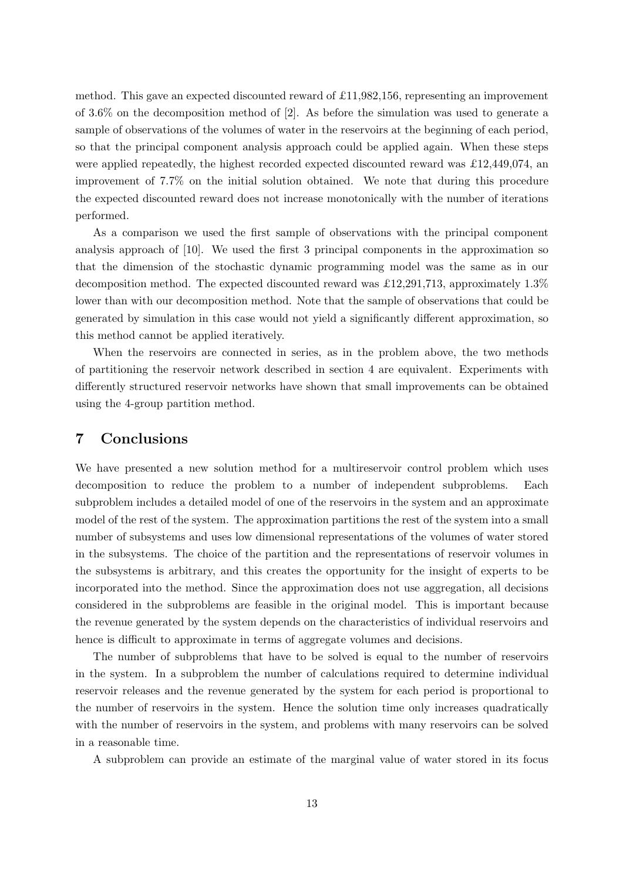method. This gave an expected discounted reward of £11,982,156, representing an improvement of 3.6% on the decomposition method of [2]. As before the simulation was used to generate a sample of observations of the volumes of water in the reservoirs at the beginning of each period, so that the principal component analysis approach could be applied again. When these steps were applied repeatedly, the highest recorded expected discounted reward was £12,449,074, an improvement of 7.7% on the initial solution obtained. We note that during this procedure the expected discounted reward does not increase monotonically with the number of iterations performed.

As a comparison we used the first sample of observations with the principal component analysis approach of [10]. We used the first 3 principal components in the approximation so that the dimension of the stochastic dynamic programming model was the same as in our decomposition method. The expected discounted reward was £12,291,713, approximately 1.3% lower than with our decomposition method. Note that the sample of observations that could be generated by simulation in this case would not yield a significantly different approximation, so this method cannot be applied iteratively.

When the reservoirs are connected in series, as in the problem above, the two methods of partitioning the reservoir network described in section 4 are equivalent. Experiments with differently structured reservoir networks have shown that small improvements can be obtained using the 4-group partition method.

## 7 Conclusions

We have presented a new solution method for a multireservoir control problem which uses decomposition to reduce the problem to a number of independent subproblems. Each subproblem includes a detailed model of one of the reservoirs in the system and an approximate model of the rest of the system. The approximation partitions the rest of the system into a small number of subsystems and uses low dimensional representations of the volumes of water stored in the subsystems. The choice of the partition and the representations of reservoir volumes in the subsystems is arbitrary, and this creates the opportunity for the insight of experts to be incorporated into the method. Since the approximation does not use aggregation, all decisions considered in the subproblems are feasible in the original model. This is important because the revenue generated by the system depends on the characteristics of individual reservoirs and hence is difficult to approximate in terms of aggregate volumes and decisions.

The number of subproblems that have to be solved is equal to the number of reservoirs in the system. In a subproblem the number of calculations required to determine individual reservoir releases and the revenue generated by the system for each period is proportional to the number of reservoirs in the system. Hence the solution time only increases quadratically with the number of reservoirs in the system, and problems with many reservoirs can be solved in a reasonable time.

A subproblem can provide an estimate of the marginal value of water stored in its focus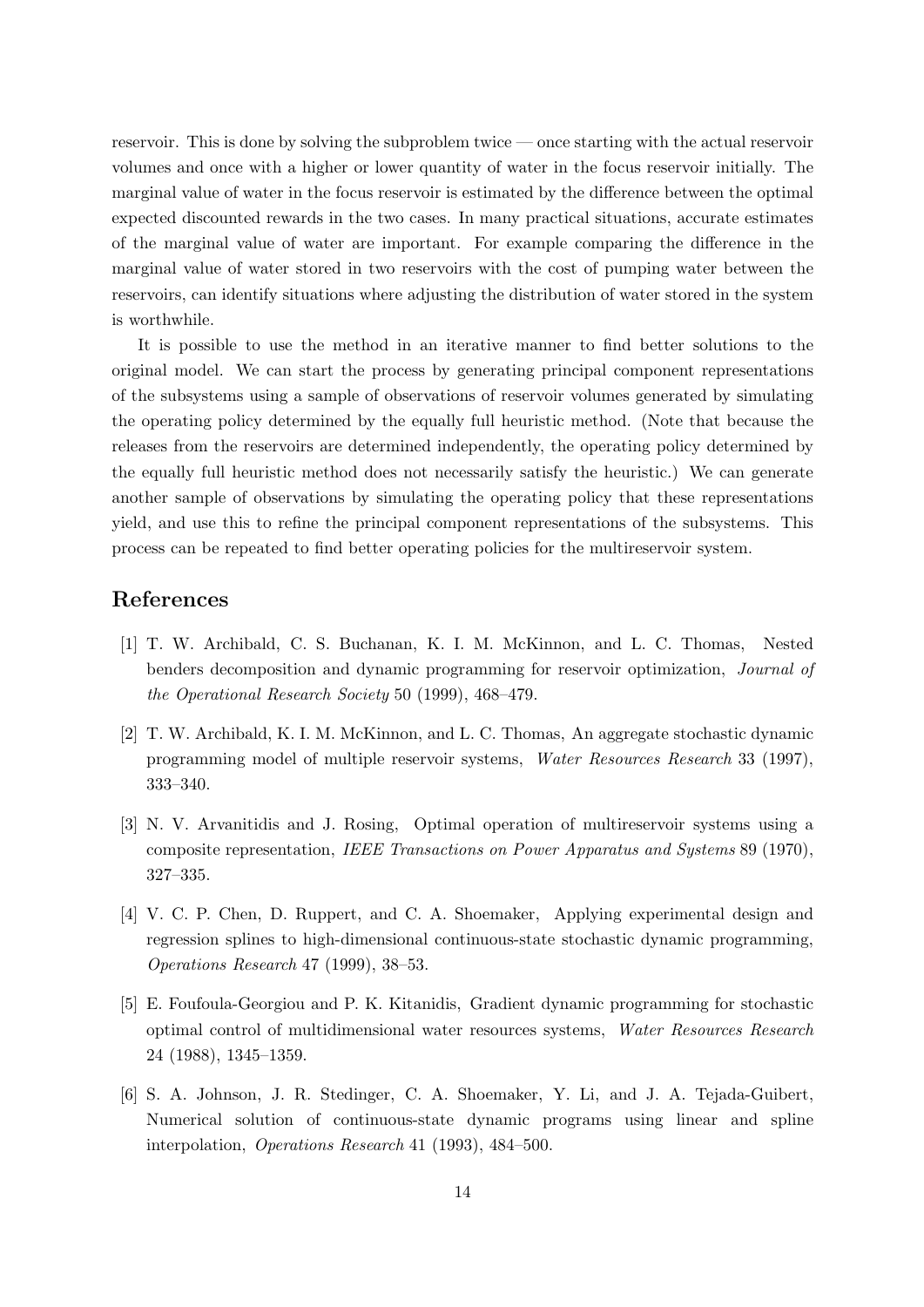reservoir. This is done by solving the subproblem twice — once starting with the actual reservoir volumes and once with a higher or lower quantity of water in the focus reservoir initially. The marginal value of water in the focus reservoir is estimated by the difference between the optimal expected discounted rewards in the two cases. In many practical situations, accurate estimates of the marginal value of water are important. For example comparing the difference in the marginal value of water stored in two reservoirs with the cost of pumping water between the reservoirs, can identify situations where adjusting the distribution of water stored in the system is worthwhile.

It is possible to use the method in an iterative manner to find better solutions to the original model. We can start the process by generating principal component representations of the subsystems using a sample of observations of reservoir volumes generated by simulating the operating policy determined by the equally full heuristic method. (Note that because the releases from the reservoirs are determined independently, the operating policy determined by the equally full heuristic method does not necessarily satisfy the heuristic.) We can generate another sample of observations by simulating the operating policy that these representations yield, and use this to refine the principal component representations of the subsystems. This process can be repeated to find better operating policies for the multireservoir system.

## References

[1] T. W. Archibald, C. S. Buchanan, K. I. M. McKinnon, and L. C. Thomas, Nested benders decomposition and dynamic programming for reservoir optimization, *Journal of the Operational Research Society* 50 (1999), 468–479.

[2] T. W. Archibald, K. I. M. McKinnon, and L. C. Thomas, An aggregate stochastic dynamic programming model of multiple reservoir systems, *Water Resources Research* 33 (1997), 333–340.

[3] N. V. Arvanitidis and J. Rosing, Optimal operation of multireservoir systems using a composite representation, *IEEE Transactions on Power Apparatus and Systems* 89 (1970), 327–335.

[4] V. C. P. Chen, D. Ruppert, and C. A. Shoemaker, Applying experimental design and regression splines to high-dimensional continuous-state stochastic dynamic programming, *Operations Research* 47 (1999), 38–53.

[5] E. Foufoula-Georgiou and P. K. Kitanidis, Gradient dynamic programming for stochastic optimal control of multidimensional water resources systems, *Water Resources Research* 24 (1988), 1345–1359.

[6] S. A. Johnson, J. R. Stedinger, C. A. Shoemaker, Y. Li, and J. A. Tejada-Guibert, Numerical solution of continuous-state dynamic programs using linear and spline interpolation, *Operations Research* 41 (1993), 484–500.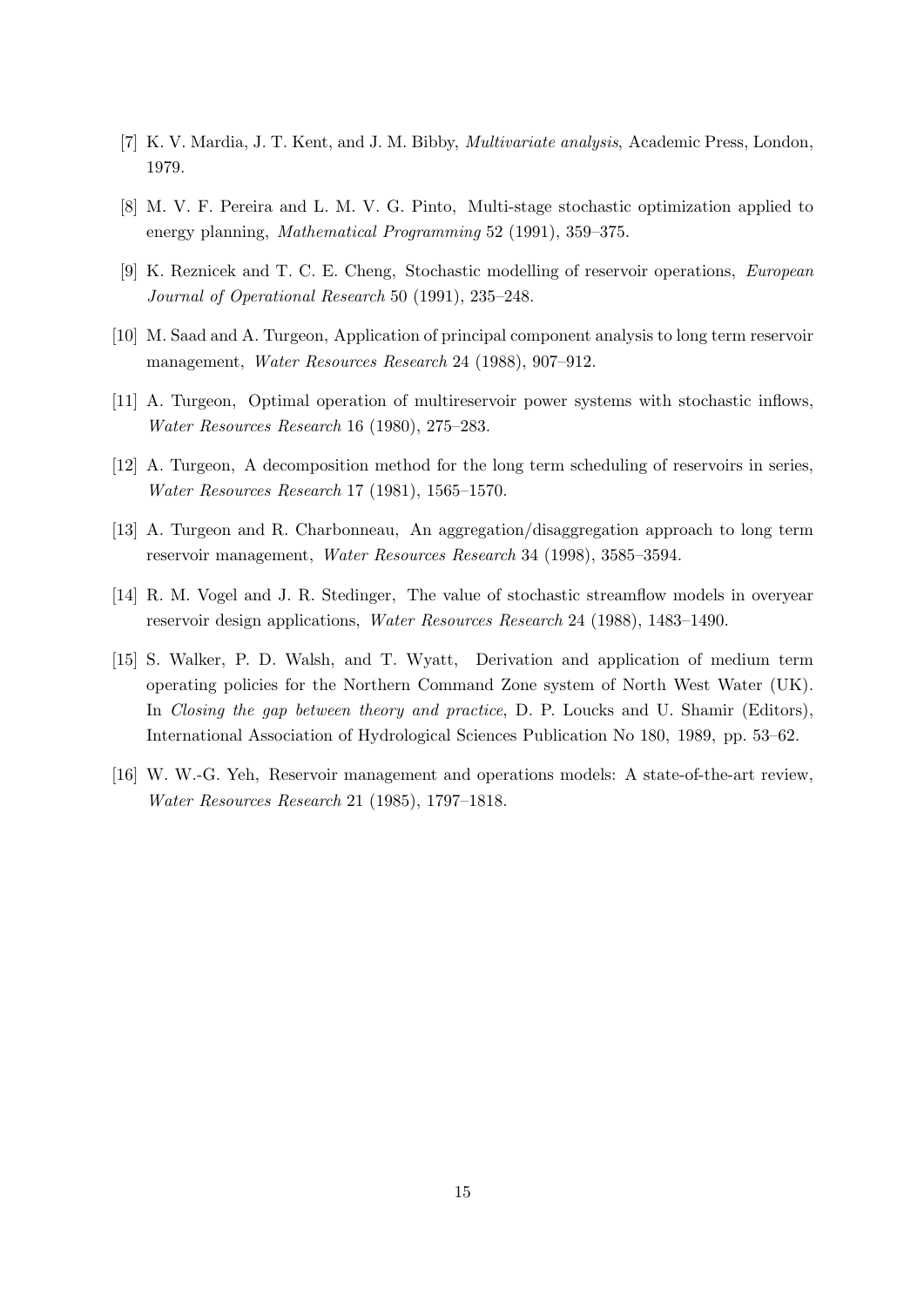[7] K. V. Mardia, J. T. Kent, and J. M. Bibby, *Multivariate analysis*, Academic Press, London, 1979.

[8] M. V. F. Pereira and L. M. V. G. Pinto, Multi-stage stochastic optimization applied to energy planning, *Mathematical Programming* 52 (1991), 359–375.

[9] K. Reznicek and T. C. E. Cheng, Stochastic modelling of reservoir operations, *European Journal of Operational Research* 50 (1991), 235–248.

[10] M. Saad and A. Turgeon, Application of principal component analysis to long term reservoir management, *Water Resources Research* 24 (1988), 907–912.

[11] A. Turgeon, Optimal operation of multireservoir power systems with stochastic inflows, *Water Resources Research* 16 (1980), 275–283.

[12] A. Turgeon, A decomposition method for the long term scheduling of reservoirs in series, *Water Resources Research* 17 (1981), 1565–1570.

[13] A. Turgeon and R. Charbonneau, An aggregation/disaggregation approach to long term reservoir management, *Water Resources Research* 34 (1998), 3585–3594.

[14] R. M. Vogel and J. R. Stedinger, The value of stochastic streamflow models in overyear reservoir design applications, *Water Resources Research* 24 (1988), 1483–1490.

[15] S. Walker, P. D. Walsh, and T. Wyatt, Derivation and application of medium term operating policies for the Northern Command Zone system of North West Water (UK). In *Closing the gap between theory and practice*, D. P. Loucks and U. Shamir (Editors), International Association of Hydrological Sciences Publication No 180, 1989, pp. 53–62.

[16] W. W.-G. Yeh, Reservoir management and operations models: A state-of-the-art review, *Water Resources Research* 21 (1985), 1797–1818.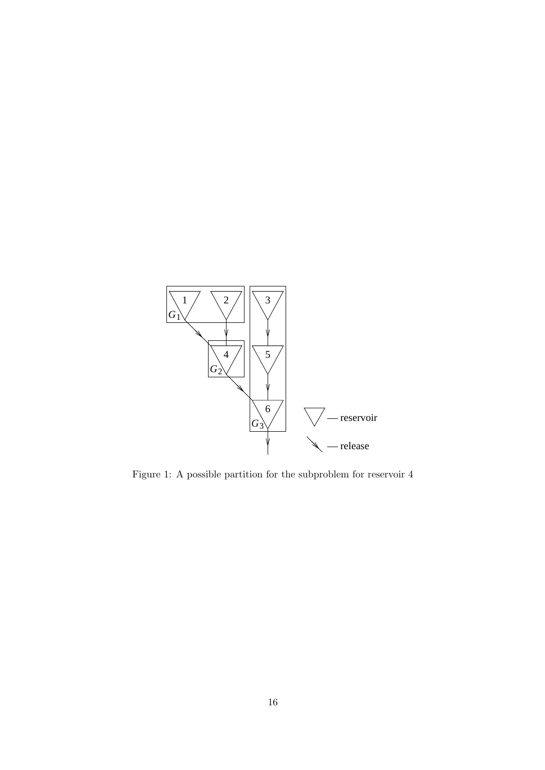Figure 1: A possible partition for the subproblem for reservoir 4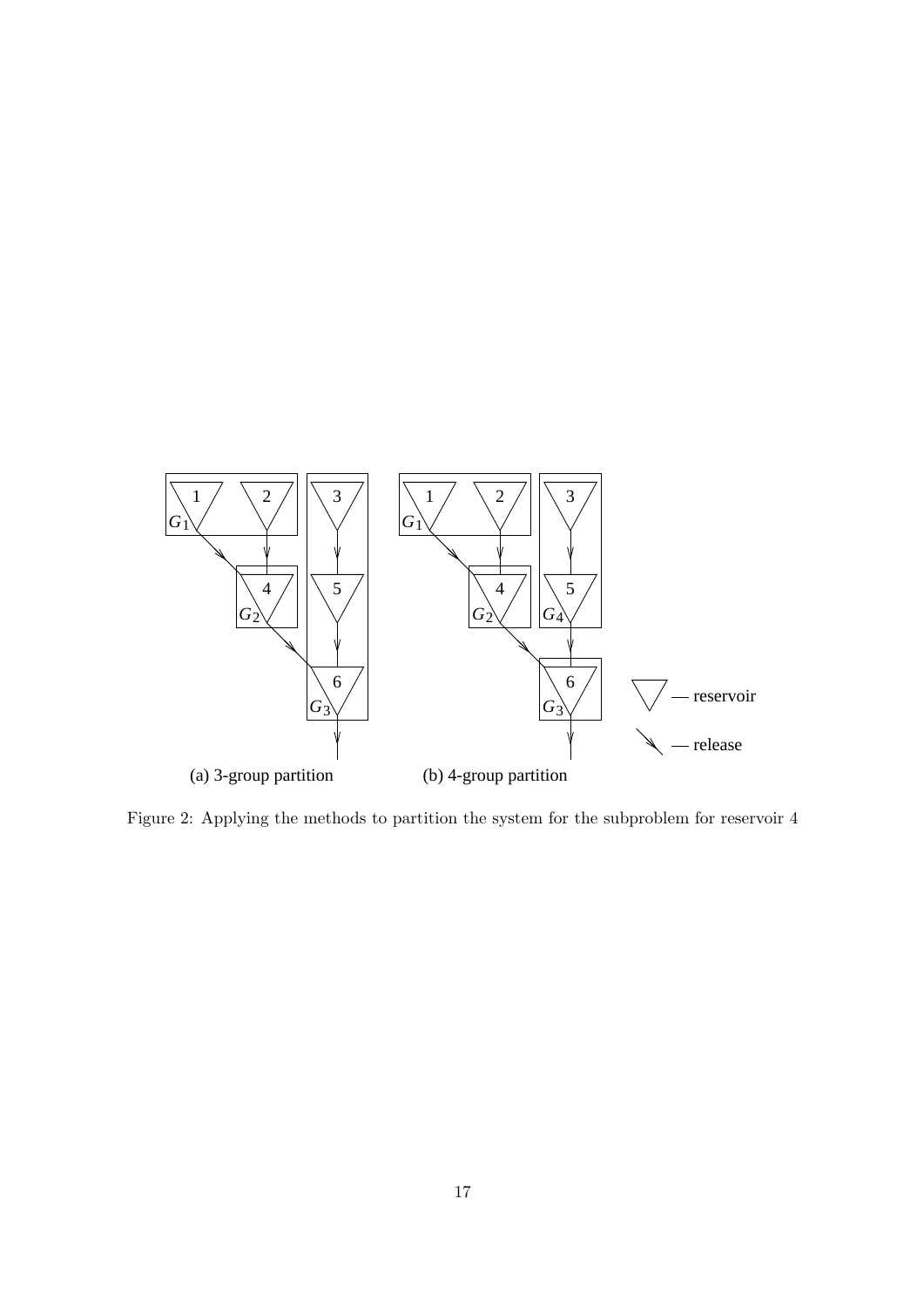1 2 3

$G_1$

4 5

$G_2$

6

$G_3$

(a) 3-group partition

1 2 3

$G_1$

4 5

$G_2$ $G_4$

6

$G_3$

(b) 4-group partition

— reservoir

— release

Figure 2: Applying the methods to partition the system for the subproblem for reservoir 4